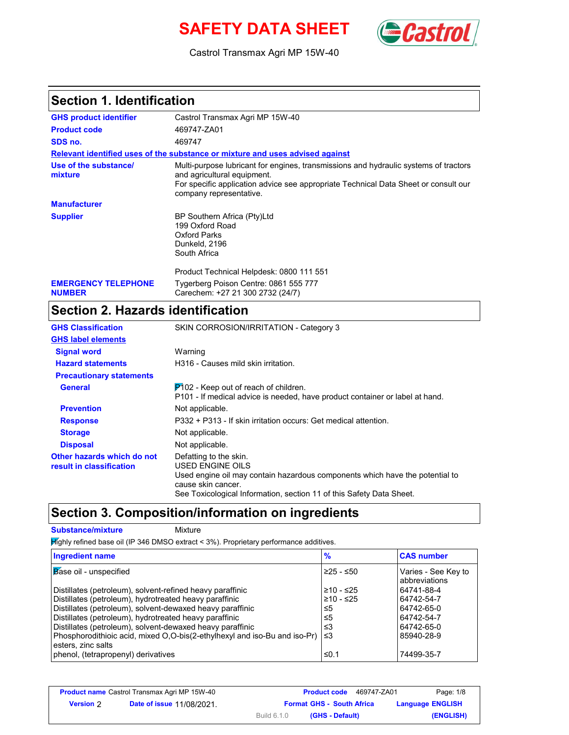# SAFETY DATA SHEET

Castrol Transmax Agri MP 15W-40

## Section 1. Identification

**GHS product identifier** Castrol Transmax Agri MP 15W-40

**Product code** 469747-ZA01

**SDS no.** 469747

**Relevant identified uses of the substance or mixture and uses advised against**

**Use of the substance/ mixture** Multi-purpose lubricant for engines, transmissions and hydraulic systems of tractors and agricultural equipment.
For specific application advice see appropriate Technical Data Sheet or consult our company representative.

**Manufacturer**

**Supplier** BP Southern Africa (Pty)Ltd
199 Oxford Road
Oxford Parks
Dunkeld, 2196
South Africa

Product Technical Helpdesk: 0800 111 551

**EMERGENCY TELEPHONE NUMBER** Tygerberg Poison Centre: 0861 555 777
Carechem: +27 21 300 2732 (24/7)

## Section 2. Hazards identification

**GHS Classification** SKIN CORROSION/IRRITATION - Category 3

**GHS label elements**

**Signal word** Warning

**Hazard statements** H316 - Causes mild skin irritation.

**Precautionary statements**

**General** P102 - Keep out of reach of children.
P101 - If medical advice is needed, have product container or label at hand.

**Prevention** Not applicable.

**Response** P332 + P313 - If skin irritation occurs: Get medical attention.

**Storage** Not applicable.

**Disposal** Not applicable.

**Other hazards which do not result in classification** Defatting to the skin.
USED ENGINE OILS
Used engine oil may contain hazardous components which have the potential to cause skin cancer.
See Toxicological Information, section 11 of this Safety Data Sheet.

## Section 3. Composition/information on ingredients

**Substance/mixture** Mixture

Highly refined base oil (IP 346 DMSO extract < 3%). Proprietary performance additives.

| Ingredient name | % | CAS number |
|---|---|---|
| Base oil - unspecified | ≥25 - ≤50 | Varies - See Key to abbreviations |
| Distillates (petroleum), solvent-refined heavy paraffinic | ≥10 - ≤25 | 64741-88-4 |
| Distillates (petroleum), hydrotreated heavy paraffinic | ≥10 - ≤25 | 64742-54-7 |
| Distillates (petroleum), solvent-dewaxed heavy paraffinic | ≤5 | 64742-65-0 |
| Distillates (petroleum), hydrotreated heavy paraffinic | ≤5 | 64742-54-7 |
| Distillates (petroleum), solvent-dewaxed heavy paraffinic | ≤3 | 64742-65-0 |
| Phosphorodithioic acid, mixed O,O-bis(2-ethylhexyl and iso-Bu and iso-Pr) esters, zinc salts | ≤3 | 85940-28-9 |
| phenol, (tetrapropenyl) derivatives | ≤0.1 | 74499-35-7 |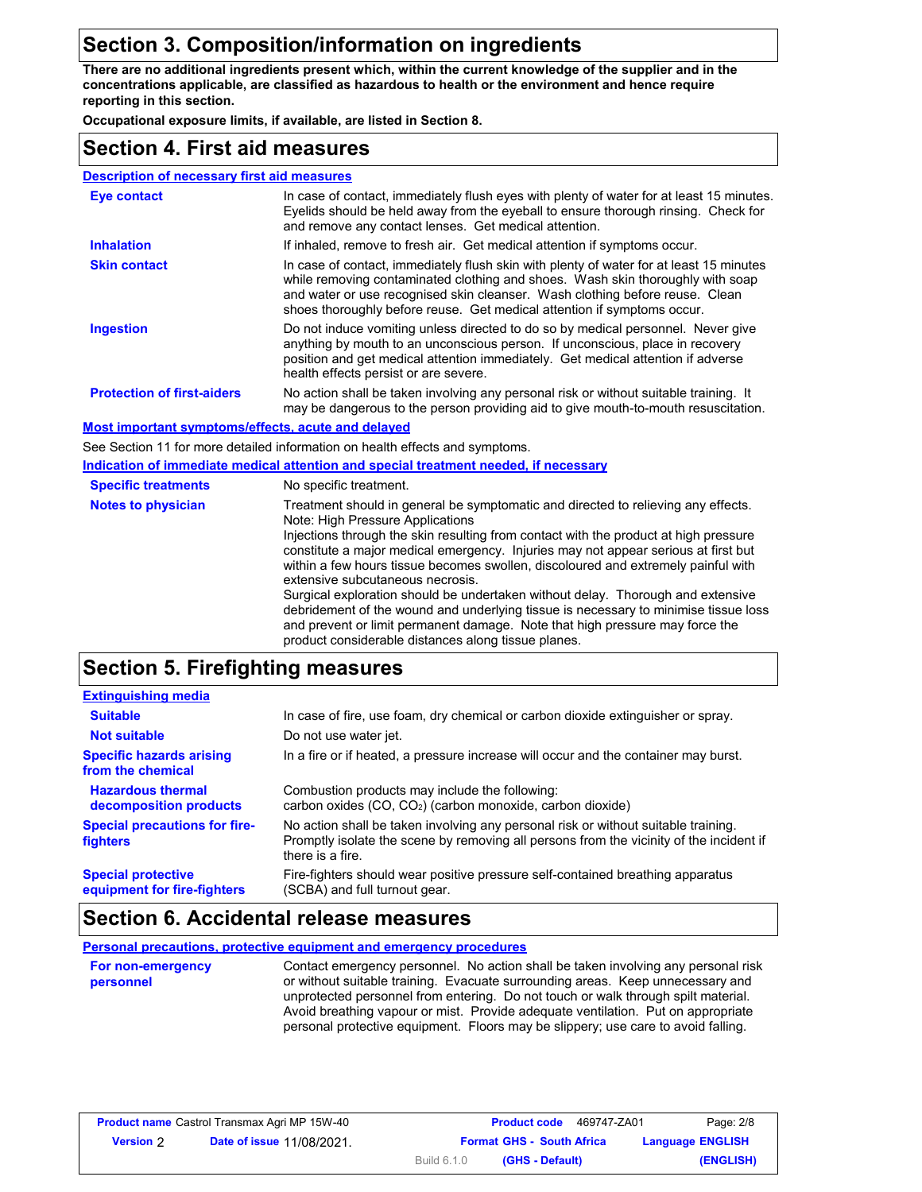## Section 3. Composition/information on ingredients

**There are no additional ingredients present which, within the current knowledge of the supplier and in the concentrations applicable, are classified as hazardous to health or the environment and hence require reporting in this section.**

**Occupational exposure limits, if available, are listed in Section 8.**

## Section 4. First aid measures

### Description of necessary first aid measures

**Eye contact**: In case of contact, immediately flush eyes with plenty of water for at least 15 minutes. Eyelids should be held away from the eyeball to ensure thorough rinsing. Check for and remove any contact lenses. Get medical attention.

**Inhalation**: If inhaled, remove to fresh air. Get medical attention if symptoms occur.

**Skin contact**: In case of contact, immediately flush skin with plenty of water for at least 15 minutes while removing contaminated clothing and shoes. Wash skin thoroughly with soap and water or use recognised skin cleanser. Wash clothing before reuse. Clean shoes thoroughly before reuse. Get medical attention if symptoms occur.

**Ingestion**: Do not induce vomiting unless directed to do so by medical personnel. Never give anything by mouth to an unconscious person. If unconscious, place in recovery position and get medical attention immediately. Get medical attention if adverse health effects persist or are severe.

**Protection of first-aiders**: No action shall be taken involving any personal risk or without suitable training. It may be dangerous to the person providing aid to give mouth-to-mouth resuscitation.

### Most important symptoms/effects, acute and delayed

See Section 11 for more detailed information on health effects and symptoms.

### Indication of immediate medical attention and special treatment needed, if necessary

**Specific treatments**: No specific treatment.

**Notes to physician**: Treatment should in general be symptomatic and directed to relieving any effects.
Note: High Pressure Applications
Injections through the skin resulting from contact with the product at high pressure constitute a major medical emergency. Injuries may not appear serious at first but within a few hours tissue becomes swollen, discoloured and extremely painful with extensive subcutaneous necrosis.
Surgical exploration should be undertaken without delay. Thorough and extensive debridement of the wound and underlying tissue is necessary to minimise tissue loss and prevent or limit permanent damage. Note that high pressure may force the product considerable distances along tissue planes.

## Section 5. Firefighting measures

### Extinguishing media

**Suitable**: In case of fire, use foam, dry chemical or carbon dioxide extinguisher or spray.

**Not suitable**: Do not use water jet.

**Specific hazards arising from the chemical**: In a fire or if heated, a pressure increase will occur and the container may burst.

**Hazardous thermal decomposition products**: Combustion products may include the following:
carbon oxides (CO, $CO_2$) (carbon monoxide, carbon dioxide)

**Special precautions for fire-fighters**: No action shall be taken involving any personal risk or without suitable training. Promptly isolate the scene by removing all persons from the vicinity of the incident if there is a fire.

**Special protective equipment for fire-fighters**: Fire-fighters should wear positive pressure self-contained breathing apparatus (SCBA) and full turnout gear.

## Section 6. Accidental release measures

### Personal precautions, protective equipment and emergency procedures

**For non-emergency personnel**: Contact emergency personnel. No action shall be taken involving any personal risk or without suitable training. Evacuate surrounding areas. Keep unnecessary and unprotected personnel from entering. Do not touch or walk through spilt material. Avoid breathing vapour or mist. Provide adequate ventilation. Put on appropriate personal protective equipment. Floors may be slippery; use care to avoid falling.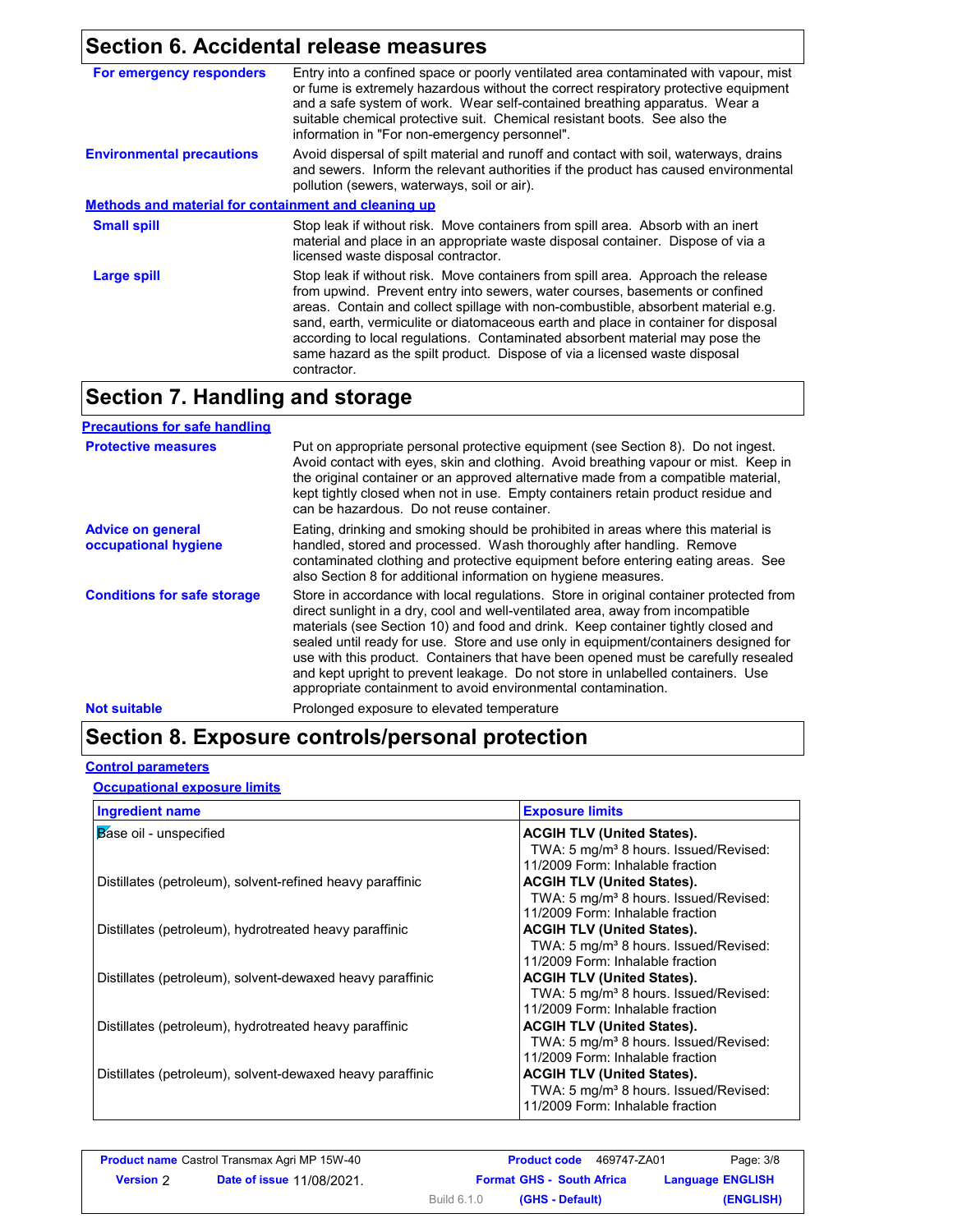## Section 6. Accidental release measures

**For emergency responders**
Entry into a confined space or poorly ventilated area contaminated with vapour, mist or fume is extremely hazardous without the correct respiratory protective equipment and a safe system of work. Wear self-contained breathing apparatus. Wear a suitable chemical protective suit. Chemical resistant boots. See also the information in "For non-emergency personnel".

**Environmental precautions**
Avoid dispersal of spilt material and runoff and contact with soil, waterways, drains and sewers. Inform the relevant authorities if the product has caused environmental pollution (sewers, waterways, soil or air).

### Methods and material for containment and cleaning up

**Small spill**
Stop leak if without risk. Move containers from spill area. Absorb with an inert material and place in an appropriate waste disposal container. Dispose of via a licensed waste disposal contractor.

**Large spill**
Stop leak if without risk. Move containers from spill area. Approach the release from upwind. Prevent entry into sewers, water courses, basements or confined areas. Contain and collect spillage with non-combustible, absorbent material e.g. sand, earth, vermiculite or diatomaceous earth and place in container for disposal according to local regulations. Contaminated absorbent material may pose the same hazard as the spilt product. Dispose of via a licensed waste disposal contractor.

## Section 7. Handling and storage

### Precautions for safe handling

**Protective measures**
Put on appropriate personal protective equipment (see Section 8). Do not ingest. Avoid contact with eyes, skin and clothing. Avoid breathing vapour or mist. Keep in the original container or an approved alternative made from a compatible material, kept tightly closed when not in use. Empty containers retain product residue and can be hazardous. Do not reuse container.

**Advice on general occupational hygiene**
Eating, drinking and smoking should be prohibited in areas where this material is handled, stored and processed. Wash thoroughly after handling. Remove contaminated clothing and protective equipment before entering eating areas. See also Section 8 for additional information on hygiene measures.

**Conditions for safe storage**
Store in accordance with local regulations. Store in original container protected from direct sunlight in a dry, cool and well-ventilated area, away from incompatible materials (see Section 10) and food and drink. Keep container tightly closed and sealed until ready for use. Store and use only in equipment/containers designed for use with this product. Containers that have been opened must be carefully resealed and kept upright to prevent leakage. Do not store in unlabelled containers. Use appropriate containment to avoid environmental contamination.

**Not suitable**
Prolonged exposure to elevated temperature

## Section 8. Exposure controls/personal protection

### Control parameters

#### Occupational exposure limits

| Ingredient name | Exposure limits |
|---|---|
| Base oil - unspecified | **ACGIH TLV (United States).** TWA: 5 mg/m³ 8 hours. Issued/Revised: 11/2009 Form: Inhalable fraction |
| Distillates (petroleum), solvent-refined heavy paraffinic | **ACGIH TLV (United States).** TWA: 5 mg/m³ 8 hours. Issued/Revised: 11/2009 Form: Inhalable fraction |
| Distillates (petroleum), hydrotreated heavy paraffinic | **ACGIH TLV (United States).** TWA: 5 mg/m³ 8 hours. Issued/Revised: 11/2009 Form: Inhalable fraction |
| Distillates (petroleum), solvent-dewaxed heavy paraffinic | **ACGIH TLV (United States).** TWA: 5 mg/m³ 8 hours. Issued/Revised: 11/2009 Form: Inhalable fraction |
| Distillates (petroleum), hydrotreated heavy paraffinic | **ACGIH TLV (United States).** TWA: 5 mg/m³ 8 hours. Issued/Revised: 11/2009 Form: Inhalable fraction |
| Distillates (petroleum), solvent-dewaxed heavy paraffinic | **ACGIH TLV (United States).** TWA: 5 mg/m³ 8 hours. Issued/Revised: 11/2009 Form: Inhalable fraction |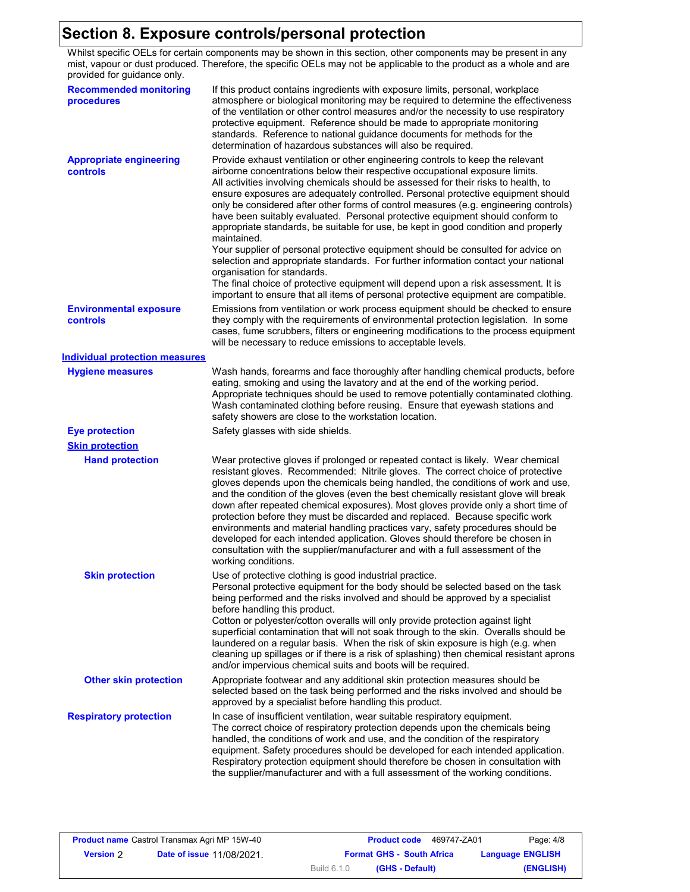# Section 8. Exposure controls/personal protection

Whilst specific OELs for certain components may be shown in this section, other components may be present in any mist, vapour or dust produced. Therefore, the specific OELs may not be applicable to the product as a whole and are provided for guidance only.

**Recommended monitoring procedures**

If this product contains ingredients with exposure limits, personal, workplace atmosphere or biological monitoring may be required to determine the effectiveness of the ventilation or other control measures and/or the necessity to use respiratory protective equipment. Reference should be made to appropriate monitoring standards. Reference to national guidance documents for methods for the determination of hazardous substances will also be required.

**Appropriate engineering controls**

Provide exhaust ventilation or other engineering controls to keep the relevant airborne concentrations below their respective occupational exposure limits.
All activities involving chemicals should be assessed for their risks to health, to ensure exposures are adequately controlled. Personal protective equipment should only be considered after other forms of control measures (e.g. engineering controls) have been suitably evaluated. Personal protective equipment should conform to appropriate standards, be suitable for use, be kept in good condition and properly maintained.
Your supplier of personal protective equipment should be consulted for advice on selection and appropriate standards. For further information contact your national organisation for standards.
The final choice of protective equipment will depend upon a risk assessment. It is important to ensure that all items of personal protective equipment are compatible.

**Environmental exposure controls**

Emissions from ventilation or work process equipment should be checked to ensure they comply with the requirements of environmental protection legislation. In some cases, fume scrubbers, filters or engineering modifications to the process equipment will be necessary to reduce emissions to acceptable levels.

## Individual protection measures

**Hygiene measures**

Wash hands, forearms and face thoroughly after handling chemical products, before eating, smoking and using the lavatory and at the end of the working period. Appropriate techniques should be used to remove potentially contaminated clothing. Wash contaminated clothing before reusing. Ensure that eyewash stations and safety showers are close to the workstation location.

**Eye protection**

Safety glasses with side shields.

**Skin protection**

**Hand protection**

Wear protective gloves if prolonged or repeated contact is likely. Wear chemical resistant gloves. Recommended: Nitrile gloves. The correct choice of protective gloves depends upon the chemicals being handled, the conditions of work and use, and the condition of the gloves (even the best chemically resistant glove will break down after repeated chemical exposures). Most gloves provide only a short time of protection before they must be discarded and replaced. Because specific work environments and material handling practices vary, safety procedures should be developed for each intended application. Gloves should therefore be chosen in consultation with the supplier/manufacturer and with a full assessment of the working conditions.

**Skin protection**

Use of protective clothing is good industrial practice.
Personal protective equipment for the body should be selected based on the task being performed and the risks involved and should be approved by a specialist before handling this product.
Cotton or polyester/cotton overalls will only provide protection against light superficial contamination that will not soak through to the skin. Overalls should be laundered on a regular basis. When the risk of skin exposure is high (e.g. when cleaning up spillages or if there is a risk of splashing) then chemical resistant aprons and/or impervious chemical suits and boots will be required.

**Other skin protection**

Appropriate footwear and any additional skin protection measures should be selected based on the task being performed and the risks involved and should be approved by a specialist before handling this product.

**Respiratory protection**

In case of insufficient ventilation, wear suitable respiratory equipment.
The correct choice of respiratory protection depends upon the chemicals being handled, the conditions of work and use, and the condition of the respiratory equipment. Safety procedures should be developed for each intended application. Respiratory protection equipment should therefore be chosen in consultation with the supplier/manufacturer and with a full assessment of the working conditions.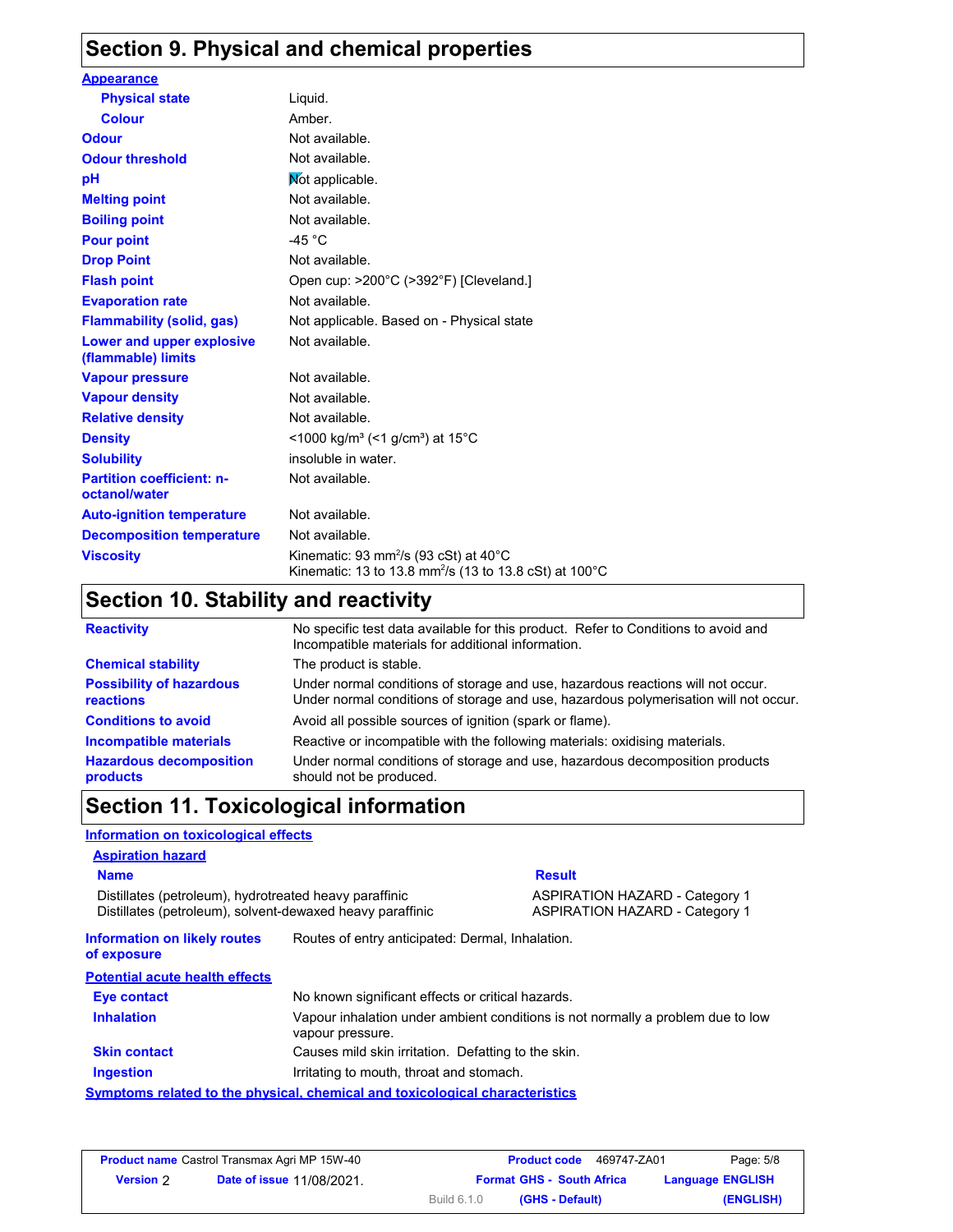## Section 9. Physical and chemical properties

**Appearance**

| | |
|---|---|
| **Physical state** | Liquid. |
| **Colour** | Amber. |
| **Odour** | Not available. |
| **Odour threshold** | Not available. |
| **pH** | Not applicable. |
| **Melting point** | Not available. |
| **Boiling point** | Not available. |
| **Pour point** | -45 °C |
| **Drop Point** | Not available. |
| **Flash point** | Open cup: >200°C (>392°F) [Cleveland.] |
| **Evaporation rate** | Not available. |
| **Flammability (solid, gas)** | Not applicable. Based on - Physical state |
| **Lower and upper explosive (flammable) limits** | Not available. |
| **Vapour pressure** | Not available. |
| **Vapour density** | Not available. |
| **Relative density** | Not available. |
| **Density** | <1000 kg/m³ (<1 g/cm³) at 15°C |
| **Solubility** | insoluble in water. |
| **Partition coefficient: n-octanol/water** | Not available. |
| **Auto-ignition temperature** | Not available. |
| **Decomposition temperature** | Not available. |
| **Viscosity** | Kinematic: 93 mm²/s (93 cSt) at 40°C<br>Kinematic: 13 to 13.8 mm²/s (13 to 13.8 cSt) at 100°C |

## Section 10. Stability and reactivity

| | |
|---|---|
| **Reactivity** | No specific test data available for this product. Refer to Conditions to avoid and Incompatible materials for additional information. |
| **Chemical stability** | The product is stable. |
| **Possibility of hazardous reactions** | Under normal conditions of storage and use, hazardous reactions will not occur.<br>Under normal conditions of storage and use, hazardous polymerisation will not occur. |
| **Conditions to avoid** | Avoid all possible sources of ignition (spark or flame). |
| **Incompatible materials** | Reactive or incompatible with the following materials: oxidising materials. |
| **Hazardous decomposition products** | Under normal conditions of storage and use, hazardous decomposition products should not be produced. |

## Section 11. Toxicological information

**Information on toxicological effects**

**Aspiration hazard**

| Name | Result |
|---|---|
| Distillates (petroleum), hydrotreated heavy paraffinic | ASPIRATION HAZARD - Category 1 |
| Distillates (petroleum), solvent-dewaxed heavy paraffinic | ASPIRATION HAZARD - Category 1 |

| | |
|---|---|
| **Information on likely routes of exposure** | Routes of entry anticipated: Dermal, Inhalation. |

**Potential acute health effects**

| | |
|---|---|
| **Eye contact** | No known significant effects or critical hazards. |
| **Inhalation** | Vapour inhalation under ambient conditions is not normally a problem due to low vapour pressure. |
| **Skin contact** | Causes mild skin irritation. Defatting to the skin. |
| **Ingestion** | Irritating to mouth, throat and stomach. |

**Symptoms related to the physical, chemical and toxicological characteristics**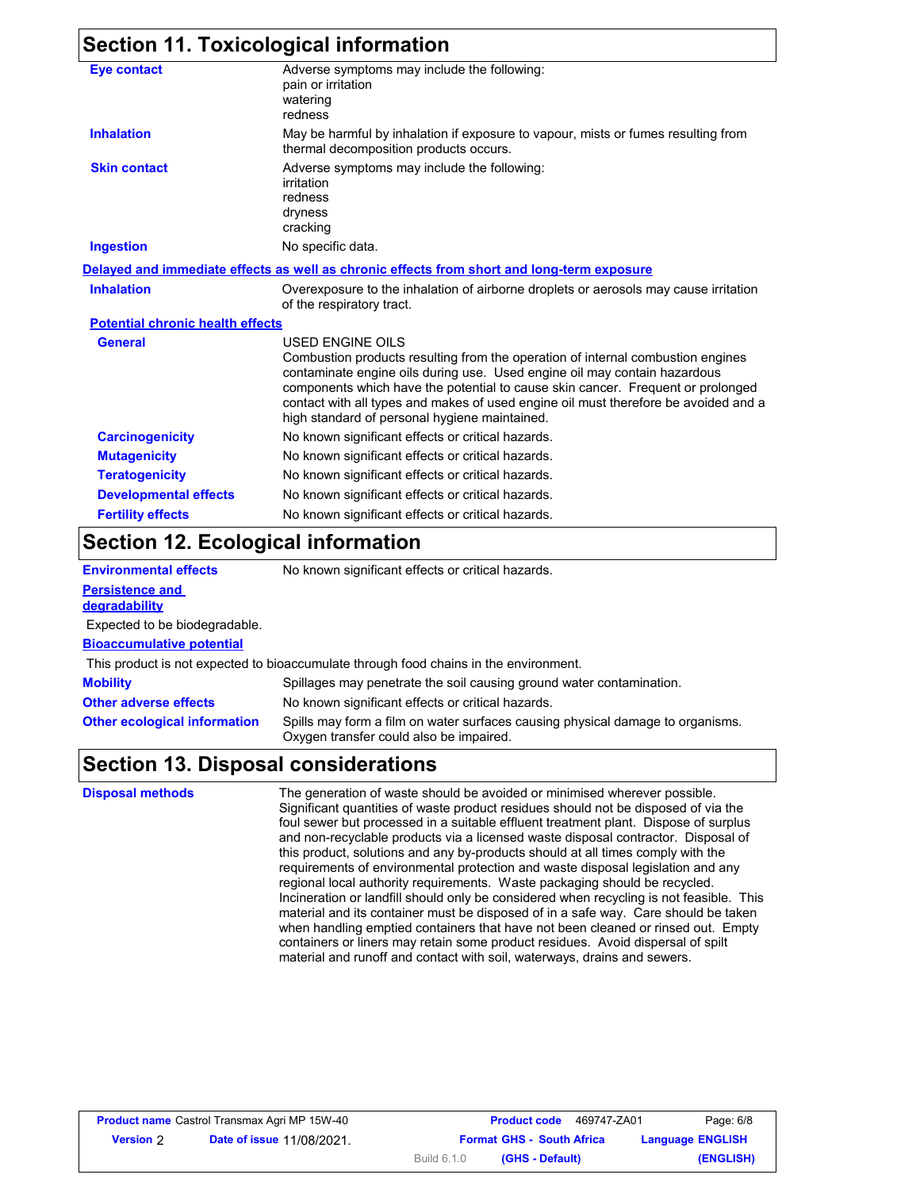## Section 11. Toxicological information

**Eye contact**
Adverse symptoms may include the following:
pain or irritation
watering
redness

**Inhalation**
May be harmful by inhalation if exposure to vapour, mists or fumes resulting from thermal decomposition products occurs.

**Skin contact**
Adverse symptoms may include the following:
irritation
redness
dryness
cracking

**Ingestion**
No specific data.

**Delayed and immediate effects as well as chronic effects from short and long-term exposure**

**Inhalation**
Overexposure to the inhalation of airborne droplets or aerosols may cause irritation of the respiratory tract.

**Potential chronic health effects**

**General**
USED ENGINE OILS
Combustion products resulting from the operation of internal combustion engines contaminate engine oils during use. Used engine oil may contain hazardous components which have the potential to cause skin cancer. Frequent or prolonged contact with all types and makes of used engine oil must therefore be avoided and a high standard of personal hygiene maintained.

**Carcinogenicity**
No known significant effects or critical hazards.

**Mutagenicity**
No known significant effects or critical hazards.

**Teratogenicity**
No known significant effects or critical hazards.

**Developmental effects**
No known significant effects or critical hazards.

**Fertility effects**
No known significant effects or critical hazards.

## Section 12. Ecological information

**Environmental effects**
No known significant effects or critical hazards.

**Persistence and degradability**

Expected to be biodegradable.

**Bioaccumulative potential**

This product is not expected to bioaccumulate through food chains in the environment.

**Mobility**
Spillages may penetrate the soil causing ground water contamination.

**Other adverse effects**
No known significant effects or critical hazards.

**Other ecological information**
Spills may form a film on water surfaces causing physical damage to organisms. Oxygen transfer could also be impaired.

## Section 13. Disposal considerations

**Disposal methods**
The generation of waste should be avoided or minimised wherever possible. Significant quantities of waste product residues should not be disposed of via the foul sewer but processed in a suitable effluent treatment plant. Dispose of surplus and non-recyclable products via a licensed waste disposal contractor. Disposal of this product, solutions and any by-products should at all times comply with the requirements of environmental protection and waste disposal legislation and any regional local authority requirements. Waste packaging should be recycled. Incineration or landfill should only be considered when recycling is not feasible. This material and its container must be disposed of in a safe way. Care should be taken when handling emptied containers that have not been cleaned or rinsed out. Empty containers or liners may retain some product residues. Avoid dispersal of spilt material and runoff and contact with soil, waterways, drains and sewers.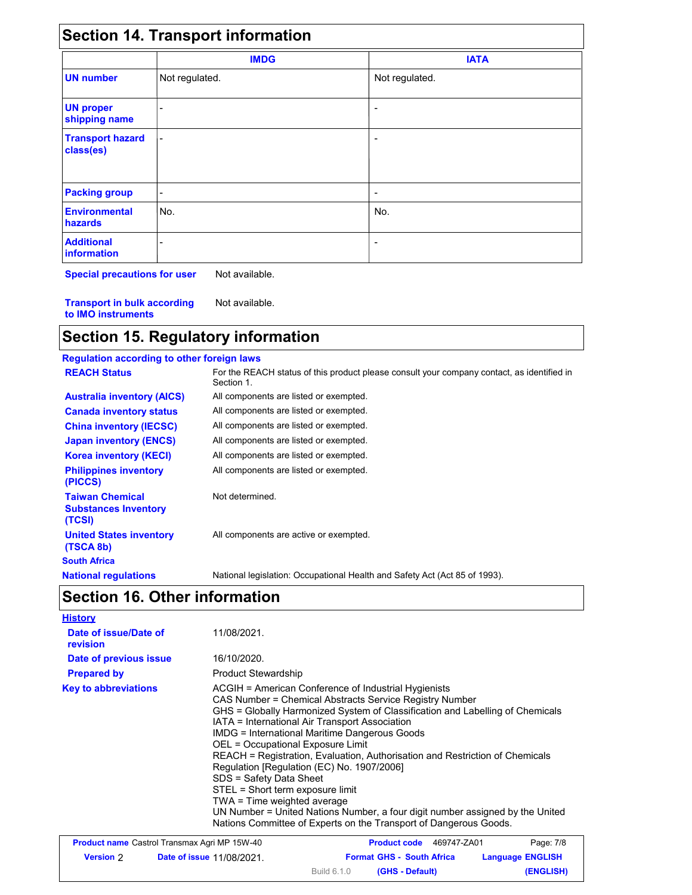## Section 14. Transport information

| | IMDG | IATA |
|---|---|---|
| **UN number** | Not regulated. | Not regulated. |
| **UN proper shipping name** | - | - |
| **Transport hazard class(es)** | - | - |
| **Packing group** | - | - |
| **Environmental hazards** | No. | No. |
| **Additional information** | - | - |

**Special precautions for user** Not available.

**Transport in bulk according to IMO instruments** Not available.

## Section 15. Regulatory information

**Regulation according to other foreign laws**

| | |
|---|---|
| **REACH Status** | For the REACH status of this product please consult your company contact, as identified in Section 1. |
| **Australia inventory (AICS)** | All components are listed or exempted. |
| **Canada inventory status** | All components are listed or exempted. |
| **China inventory (IECSC)** | All components are listed or exempted. |
| **Japan inventory (ENCS)** | All components are listed or exempted. |
| **Korea inventory (KECI)** | All components are listed or exempted. |
| **Philippines inventory (PICCS)** | All components are listed or exempted. |
| **Taiwan Chemical Substances Inventory (TCSI)** | Not determined. |
| **United States inventory (TSCA 8b)** | All components are active or exempted. |

**South Africa**

**National regulations** National legislation: Occupational Health and Safety Act (Act 85 of 1993).

## Section 16. Other information

**History**

| | |
|---|---|
| **Date of issue/Date of revision** | 11/08/2021. |
| **Date of previous issue** | 16/10/2020. |
| **Prepared by** | Product Stewardship |

**Key to abbreviations**

ACGIH = American Conference of Industrial Hygienists
CAS Number = Chemical Abstracts Service Registry Number
GHS = Globally Harmonized System of Classification and Labelling of Chemicals
IATA = International Air Transport Association
IMDG = International Maritime Dangerous Goods
OEL = Occupational Exposure Limit
REACH = Registration, Evaluation, Authorisation and Restriction of Chemicals Regulation [Regulation (EC) No. 1907/2006]
SDS = Safety Data Sheet
STEL = Short term exposure limit
TWA = Time weighted average
UN Number = United Nations Number, a four digit number assigned by the United Nations Committee of Experts on the Transport of Dangerous Goods.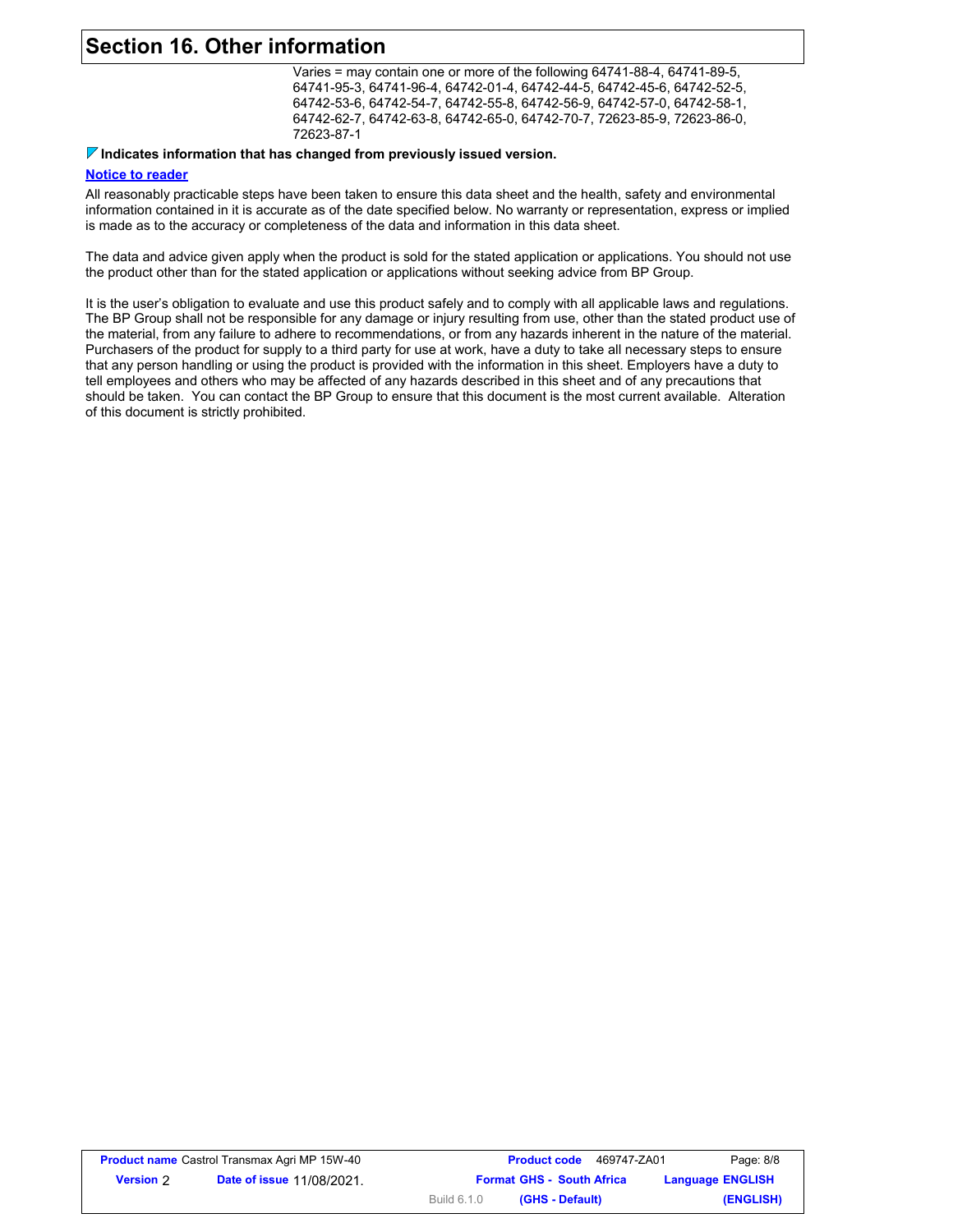## Section 16. Other information

Varies = may contain one or more of the following 64741-88-4, 64741-89-5, 64741-95-3, 64741-96-4, 64742-01-4, 64742-44-5, 64742-45-6, 64742-52-5, 64742-53-6, 64742-54-7, 64742-55-8, 64742-56-9, 64742-57-0, 64742-58-1, 64742-62-7, 64742-63-8, 64742-65-0, 64742-70-7, 72623-85-9, 72623-86-0, 72623-87-1

**Indicates information that has changed from previously issued version.**

**Notice to reader**

All reasonably practicable steps have been taken to ensure this data sheet and the health, safety and environmental information contained in it is accurate as of the date specified below. No warranty or representation, express or implied is made as to the accuracy or completeness of the data and information in this data sheet.

The data and advice given apply when the product is sold for the stated application or applications. You should not use the product other than for the stated application or applications without seeking advice from BP Group.

It is the user's obligation to evaluate and use this product safely and to comply with all applicable laws and regulations. The BP Group shall not be responsible for any damage or injury resulting from use, other than the stated product use of the material, from any failure to adhere to recommendations, or from any hazards inherent in the nature of the material. Purchasers of the product for supply to a third party for use at work, have a duty to take all necessary steps to ensure that any person handling or using the product is provided with the information in this sheet. Employers have a duty to tell employees and others who may be affected of any hazards described in this sheet and of any precautions that should be taken. You can contact the BP Group to ensure that this document is the most current available. Alteration of this document is strictly prohibited.